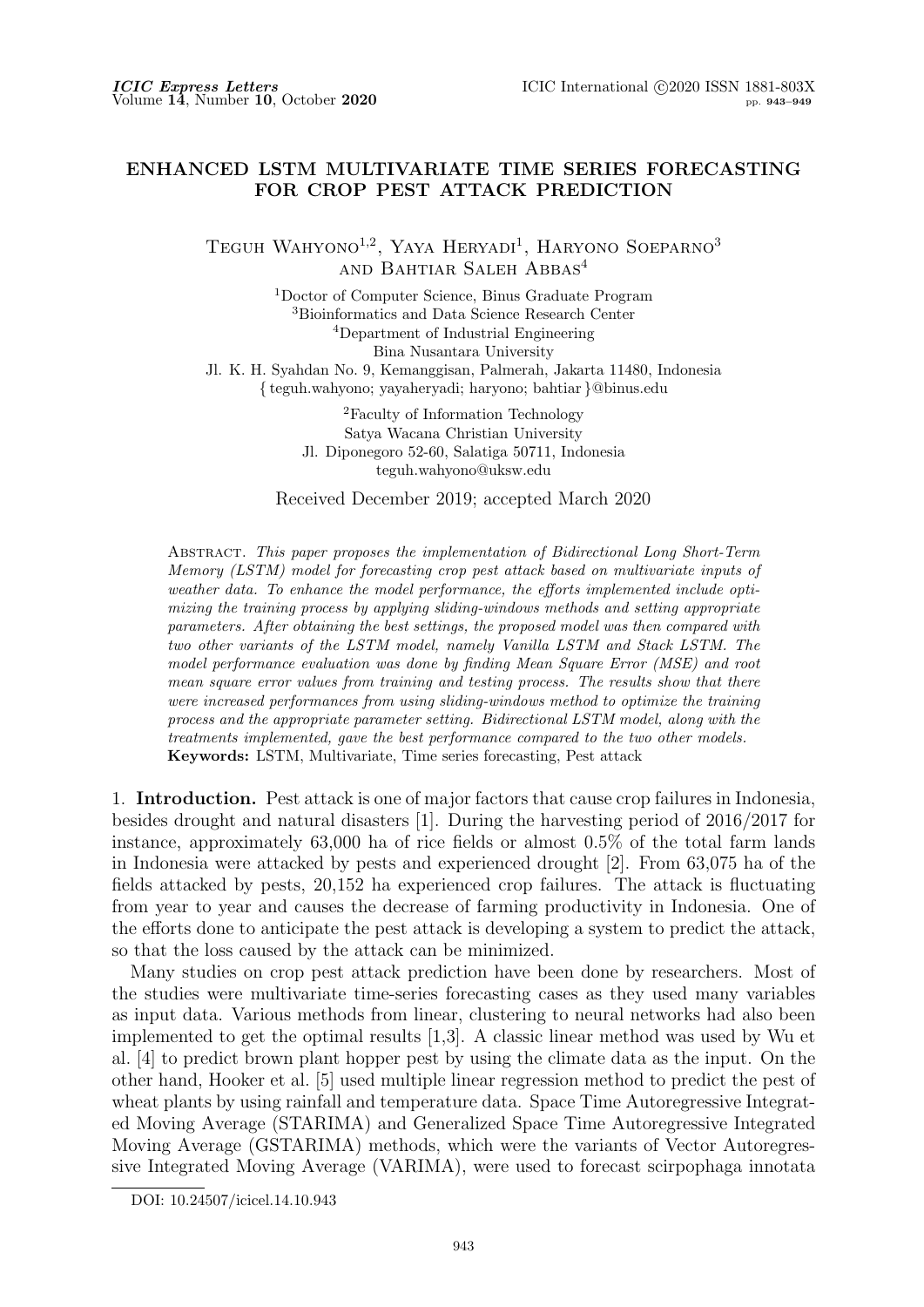# ENHANCED LSTM MULTIVARIATE TIME SERIES FORECASTING FOR CROP PEST ATTACK PREDICTION

Teguh Wahyono[1,2], Yaya Heryadi[1], Haryono Soeparno[3] and Bahtiar Saleh Abbas[4]

[1]Doctor of Computer Science, Binus Graduate Program
[3]Bioinformatics and Data Science Research Center
[4]Department of Industrial Engineering
Bina Nusantara University
Jl. K. H. Syahdan No. 9, Kemanggisan, Palmerah, Jakarta 11480, Indonesia
{ teguh.wahyono; yayaheryadi; haryono; bahtiar }@binus.edu

[2]Faculty of Information Technology
Satya Wacana Christian University
Jl. Diponegoro 52-60, Salatiga 50711, Indonesia
teguh.wahyono@uksw.edu

Received December 2019; accepted March 2020

Abstract. *This paper proposes the implementation of Bidirectional Long Short-Term Memory (LSTM) model for forecasting crop pest attack based on multivariate inputs of weather data. To enhance the model performance, the efforts implemented include optimizing the training process by applying sliding-windows methods and setting appropriate parameters. After obtaining the best settings, the proposed model was then compared with two other variants of the LSTM model, namely Vanilla LSTM and Stack LSTM. The model performance evaluation was done by finding Mean Square Error (MSE) and root mean square error values from training and testing process. The results show that there were increased performances from using sliding-windows method to optimize the training process and the appropriate parameter setting. Bidirectional LSTM model, along with the treatments implemented, gave the best performance compared to the two other models.*

**Keywords:** LSTM, Multivariate, Time series forecasting, Pest attack

## 1. Introduction.

Pest attack is one of major factors that cause crop failures in Indonesia, besides drought and natural disasters [1]. During the harvesting period of 2016/2017 for instance, approximately 63,000 ha of rice fields or almost 0.5% of the total farm lands in Indonesia were attacked by pests and experienced drought [2]. From 63,075 ha of the fields attacked by pests, 20,152 ha experienced crop failures. The attack is fluctuating from year to year and causes the decrease of farming productivity in Indonesia. One of the efforts done to anticipate the pest attack is developing a system to predict the attack, so that the loss caused by the attack can be minimized.

Many studies on crop pest attack prediction have been done by researchers. Most of the studies were multivariate time-series forecasting cases as they used many variables as input data. Various methods from linear, clustering to neural networks had also been implemented to get the optimal results [1,3]. A classic linear method was used by Wu et al. [4] to predict brown plant hopper pest by using the climate data as the input. On the other hand, Hooker et al. [5] used multiple linear regression method to predict the pest of wheat plants by using rainfall and temperature data. Space Time Autoregressive Integrated Moving Average (STARIMA) and Generalized Space Time Autoregressive Integrated Moving Average (GSTARIMA) methods, which were the variants of Vector Autoregressive Integrated Moving Average (VARIMA), were used to forecast scirpophaga innotata

DOI: 10.24507/icicel.14.10.943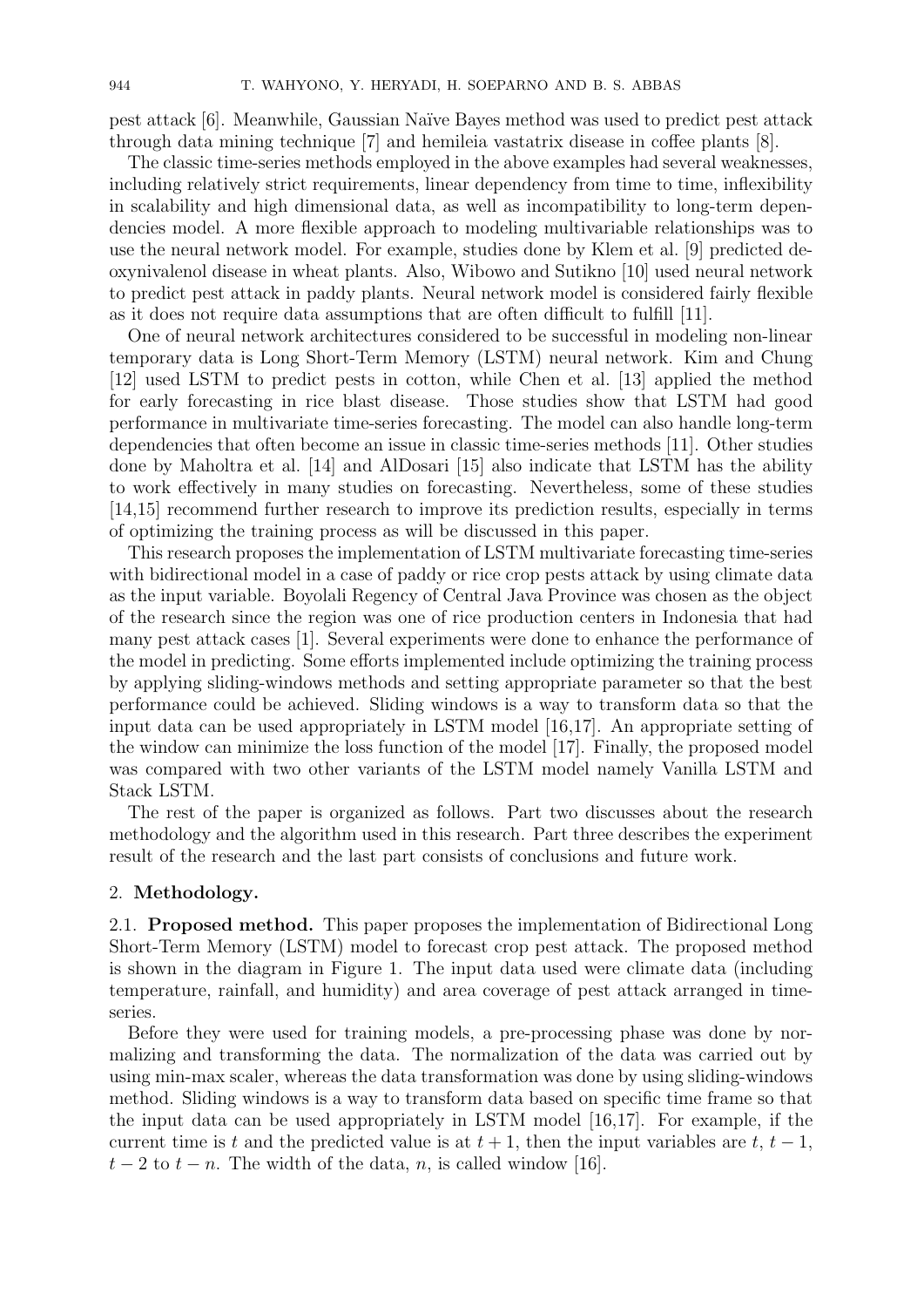pest attack [6]. Meanwhile, Gaussian Naïve Bayes method was used to predict pest attack through data mining technique [7] and hemileia vastatrix disease in coffee plants [8].

The classic time-series methods employed in the above examples had several weaknesses, including relatively strict requirements, linear dependency from time to time, inflexibility in scalability and high dimensional data, as well as incompatibility to long-term dependencies model. A more flexible approach to modeling multivariable relationships was to use the neural network model. For example, studies done by Klem et al. [9] predicted deoxynivalenol disease in wheat plants. Also, Wibowo and Sutikno [10] used neural network to predict pest attack in paddy plants. Neural network model is considered fairly flexible as it does not require data assumptions that are often difficult to fulfill [11].

One of neural network architectures considered to be successful in modeling non-linear temporary data is Long Short-Term Memory (LSTM) neural network. Kim and Chung [12] used LSTM to predict pests in cotton, while Chen et al. [13] applied the method for early forecasting in rice blast disease. Those studies show that LSTM had good performance in multivariate time-series forecasting. The model can also handle long-term dependencies that often become an issue in classic time-series methods [11]. Other studies done by Maholtra et al. [14] and AlDosari [15] also indicate that LSTM has the ability to work effectively in many studies on forecasting. Nevertheless, some of these studies [14,15] recommend further research to improve its prediction results, especially in terms of optimizing the training process as will be discussed in this paper.

This research proposes the implementation of LSTM multivariate forecasting time-series with bidirectional model in a case of paddy or rice crop pests attack by using climate data as the input variable. Boyolali Regency of Central Java Province was chosen as the object of the research since the region was one of rice production centers in Indonesia that had many pest attack cases [1]. Several experiments were done to enhance the performance of the model in predicting. Some efforts implemented include optimizing the training process by applying sliding-windows methods and setting appropriate parameter so that the best performance could be achieved. Sliding windows is a way to transform data so that the input data can be used appropriately in LSTM model [16,17]. An appropriate setting of the window can minimize the loss function of the model [17]. Finally, the proposed model was compared with two other variants of the LSTM model namely Vanilla LSTM and Stack LSTM.

The rest of the paper is organized as follows. Part two discusses about the research methodology and the algorithm used in this research. Part three describes the experiment result of the research and the last part consists of conclusions and future work.

## 2. Methodology.

**2.1. Proposed method.** This paper proposes the implementation of Bidirectional Long Short-Term Memory (LSTM) model to forecast crop pest attack. The proposed method is shown in the diagram in Figure 1. The input data used were climate data (including temperature, rainfall, and humidity) and area coverage of pest attack arranged in time-series.

Before they were used for training models, a pre-processing phase was done by normalizing and transforming the data. The normalization of the data was carried out by using min-max scaler, whereas the data transformation was done by using sliding-windows method. Sliding windows is a way to transform data based on specific time frame so that the input data can be used appropriately in LSTM model [16,17]. For example, if the current time is $t$ and the predicted value is at $t + 1$, then the input variables are $t$, $t - 1$, $t - 2$ to $t - n$. The width of the data, $n$, is called window [16].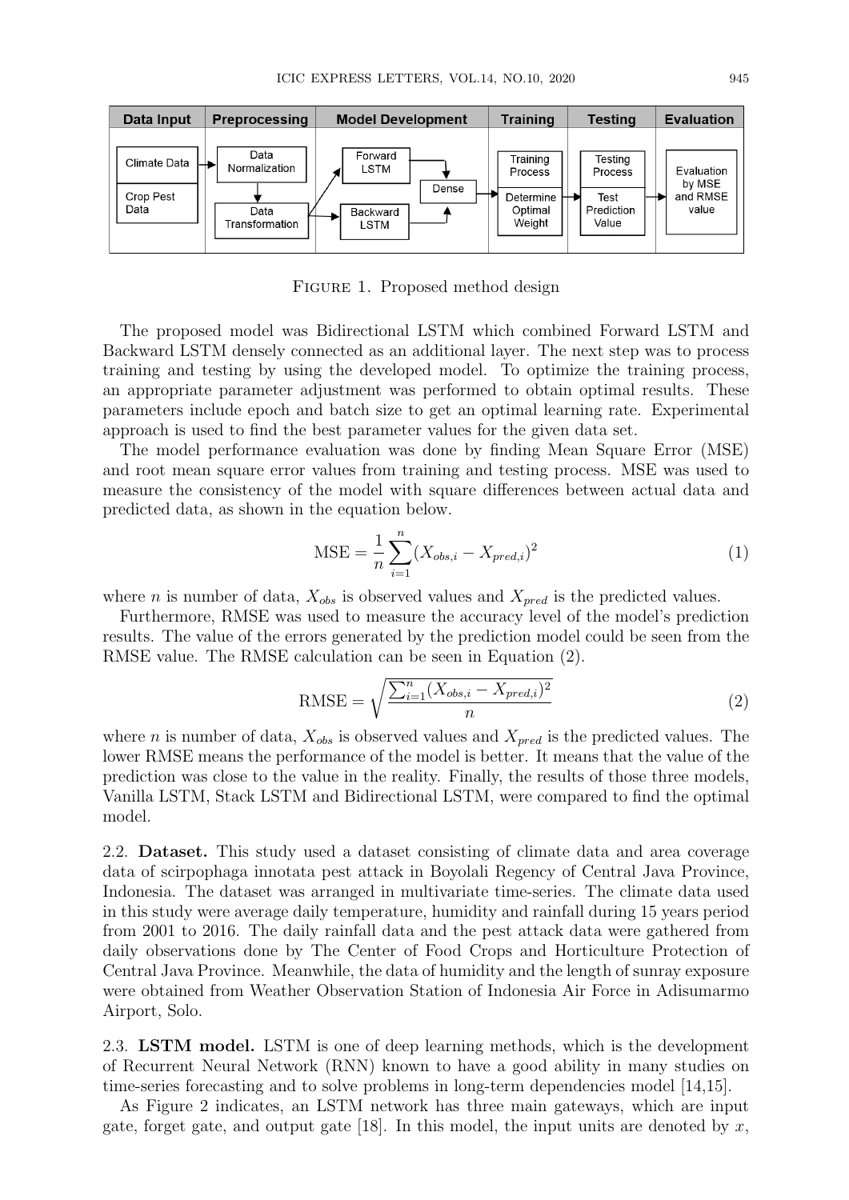FIGURE 1. Proposed method design

The proposed model was Bidirectional LSTM which combined Forward LSTM and Backward LSTM densely connected as an additional layer. The next step was to process training and testing by using the developed model. To optimize the training process, an appropriate parameter adjustment was performed to obtain optimal results. These parameters include epoch and batch size to get an optimal learning rate. Experimental approach is used to find the best parameter values for the given data set.

The model performance evaluation was done by finding Mean Square Error (MSE) and root mean square error values from training and testing process. MSE was used to measure the consistency of the model with square differences between actual data and predicted data, as shown in the equation below.

$$\text{MSE} = \frac{1}{n}\sum_{i=1}^{n}(X_{obs,i} - X_{pred,i})^2 \tag{1}$$

where $n$ is number of data, $X_{obs}$ is observed values and $X_{pred}$ is the predicted values.

Furthermore, RMSE was used to measure the accuracy level of the model's prediction results. The value of the errors generated by the prediction model could be seen from the RMSE value. The RMSE calculation can be seen in Equation (2).

$$\text{RMSE} = \sqrt{\frac{\sum_{i=1}^{n}(X_{obs,i} - X_{pred,i})^2}{n}} \tag{2}$$

where $n$ is number of data, $X_{obs}$ is observed values and $X_{pred}$ is the predicted values. The lower RMSE means the performance of the model is better. It means that the value of the prediction was close to the value in the reality. Finally, the results of those three models, Vanilla LSTM, Stack LSTM and Bidirectional LSTM, were compared to find the optimal model.

**2.2. Dataset.** This study used a dataset consisting of climate data and area coverage data of scirpophaga innotata pest attack in Boyolali Regency of Central Java Province, Indonesia. The dataset was arranged in multivariate time-series. The climate data used in this study were average daily temperature, humidity and rainfall during 15 years period from 2001 to 2016. The daily rainfall data and the pest attack data were gathered from daily observations done by The Center of Food Crops and Horticulture Protection of Central Java Province. Meanwhile, the data of humidity and the length of sunray exposure were obtained from Weather Observation Station of Indonesia Air Force in Adisumarmo Airport, Solo.

**2.3. LSTM model.** LSTM is one of deep learning methods, which is the development of Recurrent Neural Network (RNN) known to have a good ability in many studies on time-series forecasting and to solve problems in long-term dependencies model [14,15].

As Figure 2 indicates, an LSTM network has three main gateways, which are input gate, forget gate, and output gate [18]. In this model, the input units are denoted by $x$,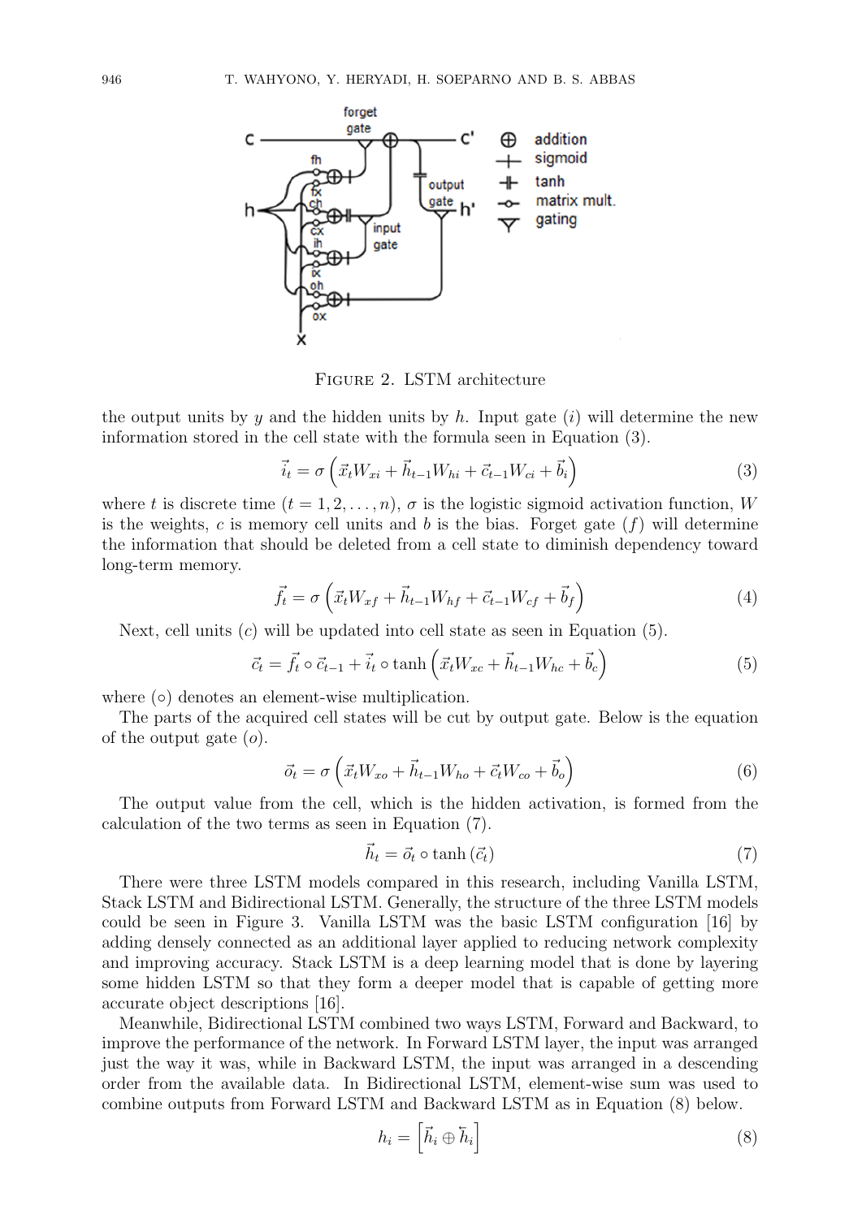FIGURE 2. LSTM architecture

the output units by $y$ and the hidden units by $h$. Input gate ($i$) will determine the new information stored in the cell state with the formula seen in Equation (3).

$$\vec{i}_t = \sigma\left(\vec{x}_t W_{xi} + \vec{h}_{t-1} W_{hi} + \vec{c}_{t-1} W_{ci} + \vec{b}_i\right) \tag{3}$$

where $t$ is discrete time ($t = 1, 2, \ldots, n$), $\sigma$ is the logistic sigmoid activation function, $W$ is the weights, $c$ is memory cell units and $b$ is the bias. Forget gate ($f$) will determine the information that should be deleted from a cell state to diminish dependency toward long-term memory.

$$\vec{f}_t = \sigma\left(\vec{x}_t W_{xf} + \vec{h}_{t-1} W_{hf} + \vec{c}_{t-1} W_{cf} + \vec{b}_f\right) \tag{4}$$

Next, cell units ($c$) will be updated into cell state as seen in Equation (5).

$$\vec{c}_t = \vec{f}_t \circ \vec{c}_{t-1} + \vec{i}_t \circ \tanh\left(\vec{x}_t W_{xc} + \vec{h}_{t-1} W_{hc} + \vec{b}_c\right) \tag{5}$$

where ($\circ$) denotes an element-wise multiplication.

The parts of the acquired cell states will be cut by output gate. Below is the equation of the output gate ($o$).

$$\vec{o}_t = \sigma\left(\vec{x}_t W_{xo} + \vec{h}_{t-1} W_{ho} + \vec{c}_t W_{co} + \vec{b}_o\right) \tag{6}$$

The output value from the cell, which is the hidden activation, is formed from the calculation of the two terms as seen in Equation (7).

$$\vec{h}_t = \vec{o}_t \circ \tanh\left(\vec{c}_t\right) \tag{7}$$

There were three LSTM models compared in this research, including Vanilla LSTM, Stack LSTM and Bidirectional LSTM. Generally, the structure of the three LSTM models could be seen in Figure 3. Vanilla LSTM was the basic LSTM configuration [16] by adding densely connected as an additional layer applied to reducing network complexity and improving accuracy. Stack LSTM is a deep learning model that is done by layering some hidden LSTM so that they form a deeper model that is capable of getting more accurate object descriptions [16].

Meanwhile, Bidirectional LSTM combined two ways LSTM, Forward and Backward, to improve the performance of the network. In Forward LSTM layer, the input was arranged just the way it was, while in Backward LSTM, the input was arranged in a descending order from the available data. In Bidirectional LSTM, element-wise sum was used to combine outputs from Forward LSTM and Backward LSTM as in Equation (8) below.

$$h_i = \left[\vec{h}_i \oplus \overleftarrow{h}_i\right] \tag{8}$$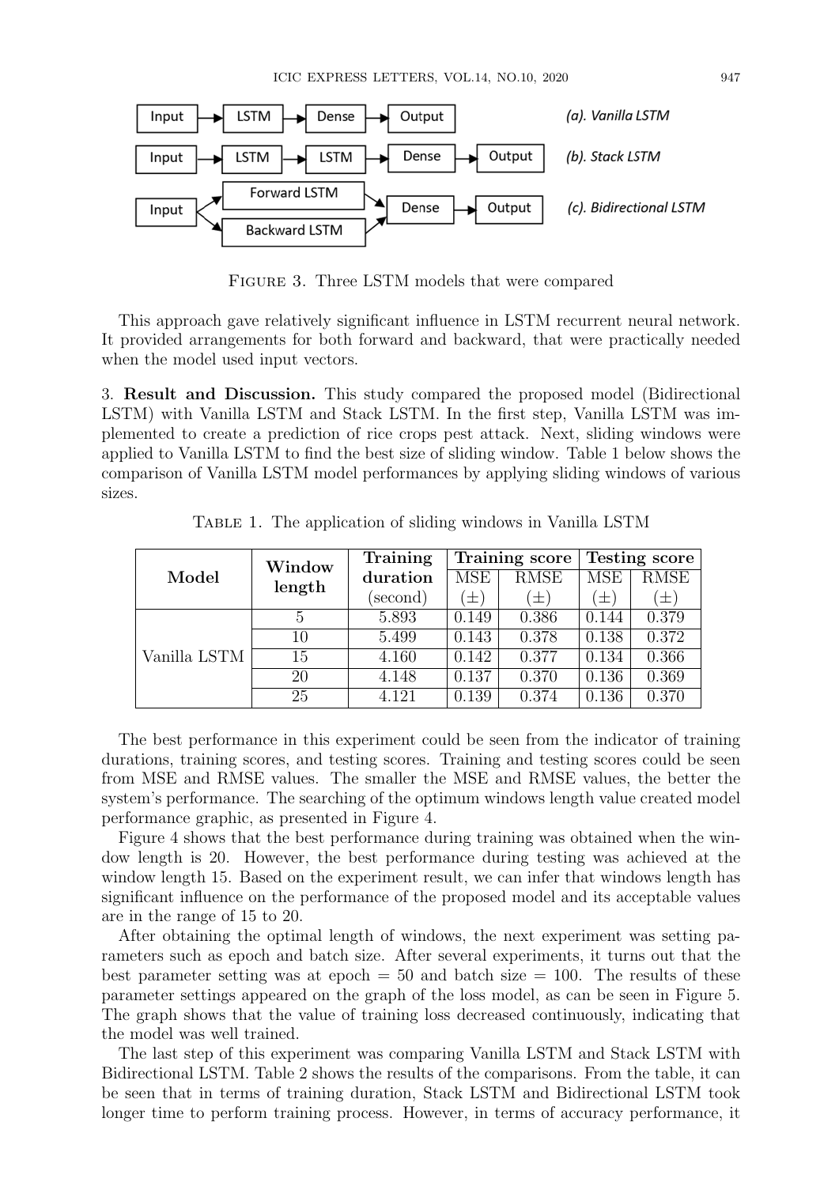Figure 3. Three LSTM models that were compared

This approach gave relatively significant influence in LSTM recurrent neural network. It provided arrangements for both forward and backward, that were practically needed when the model used input vectors.

3. **Result and Discussion.** This study compared the proposed model (Bidirectional LSTM) with Vanilla LSTM and Stack LSTM. In the first step, Vanilla LSTM was implemented to create a prediction of rice crops pest attack. Next, sliding windows were applied to Vanilla LSTM to find the best size of sliding window. Table 1 below shows the comparison of Vanilla LSTM model performances by applying sliding windows of various sizes.

Table 1. The application of sliding windows in Vanilla LSTM

| Model | Window length | Training duration (second) | Training score | | Testing score | |
|---|---|---|---|---|---|---|
| | | | MSE (±) | RMSE (±) | MSE (±) | RMSE (±) |
| Vanilla LSTM | 5 | 5.893 | 0.149 | 0.386 | 0.144 | 0.379 |
| | 10 | 5.499 | 0.143 | 0.378 | 0.138 | 0.372 |
| | 15 | 4.160 | 0.142 | 0.377 | 0.134 | 0.366 |
| | 20 | 4.148 | 0.137 | 0.370 | 0.136 | 0.369 |
| | 25 | 4.121 | 0.139 | 0.374 | 0.136 | 0.370 |

The best performance in this experiment could be seen from the indicator of training durations, training scores, and testing scores. Training and testing scores could be seen from MSE and RMSE values. The smaller the MSE and RMSE values, the better the system's performance. The searching of the optimum windows length value created model performance graphic, as presented in Figure 4.

Figure 4 shows that the best performance during training was obtained when the window length is 20. However, the best performance during testing was achieved at the window length 15. Based on the experiment result, we can infer that windows length has significant influence on the performance of the proposed model and its acceptable values are in the range of 15 to 20.

After obtaining the optimal length of windows, the next experiment was setting parameters such as epoch and batch size. After several experiments, it turns out that the best parameter setting was at epoch = 50 and batch size = 100. The results of these parameter settings appeared on the graph of the loss model, as can be seen in Figure 5. The graph shows that the value of training loss decreased continuously, indicating that the model was well trained.

The last step of this experiment was comparing Vanilla LSTM and Stack LSTM with Bidirectional LSTM. Table 2 shows the results of the comparisons. From the table, it can be seen that in terms of training duration, Stack LSTM and Bidirectional LSTM took longer time to perform training process. However, in terms of accuracy performance, it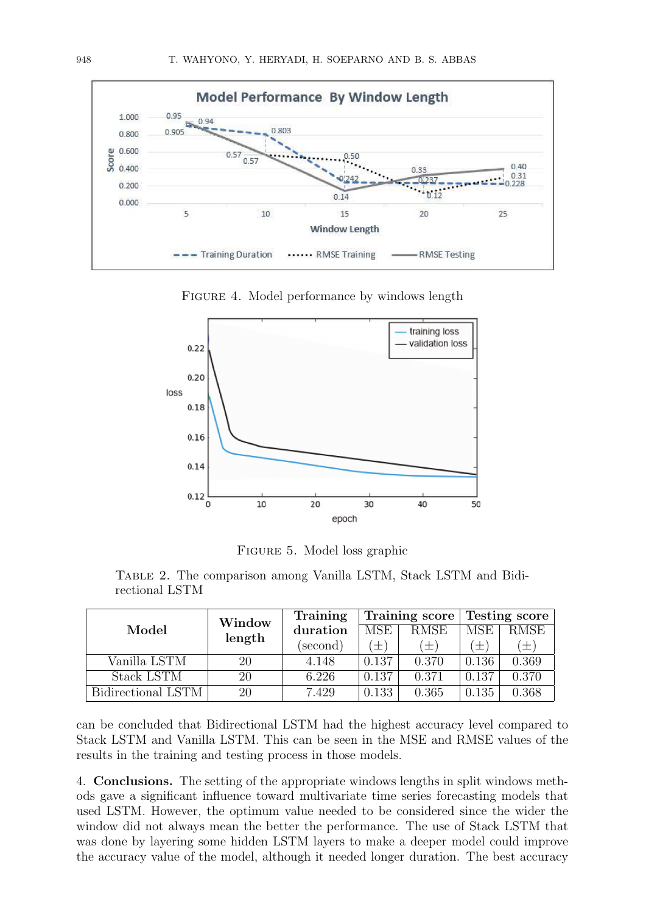FIGURE 4. Model performance by windows length

FIGURE 5. Model loss graphic

TABLE 2. The comparison among Vanilla LSTM, Stack LSTM and Bidirectional LSTM

| Model | Window length | Training duration (second) | Training score | | Testing score | |
|---|---|---|---|---|---|---|
| | | | MSE (±) | RMSE (±) | MSE (±) | RMSE (±) |
| Vanilla LSTM | 20 | 4.148 | 0.137 | 0.370 | 0.136 | 0.369 |
| Stack LSTM | 20 | 6.226 | 0.137 | 0.371 | 0.137 | 0.370 |
| Bidirectional LSTM | 20 | 7.429 | 0.133 | 0.365 | 0.135 | 0.368 |

can be concluded that Bidirectional LSTM had the highest accuracy level compared to Stack LSTM and Vanilla LSTM. This can be seen in the MSE and RMSE values of the results in the training and testing process in those models.

4. **Conclusions.** The setting of the appropriate windows lengths in split windows methods gave a significant influence toward multivariate time series forecasting models that used LSTM. However, the optimum value needed to be considered since the wider the window did not always mean the better the performance. The use of Stack LSTM that was done by layering some hidden LSTM layers to make a deeper model could improve the accuracy value of the model, although it needed longer duration. The best accuracy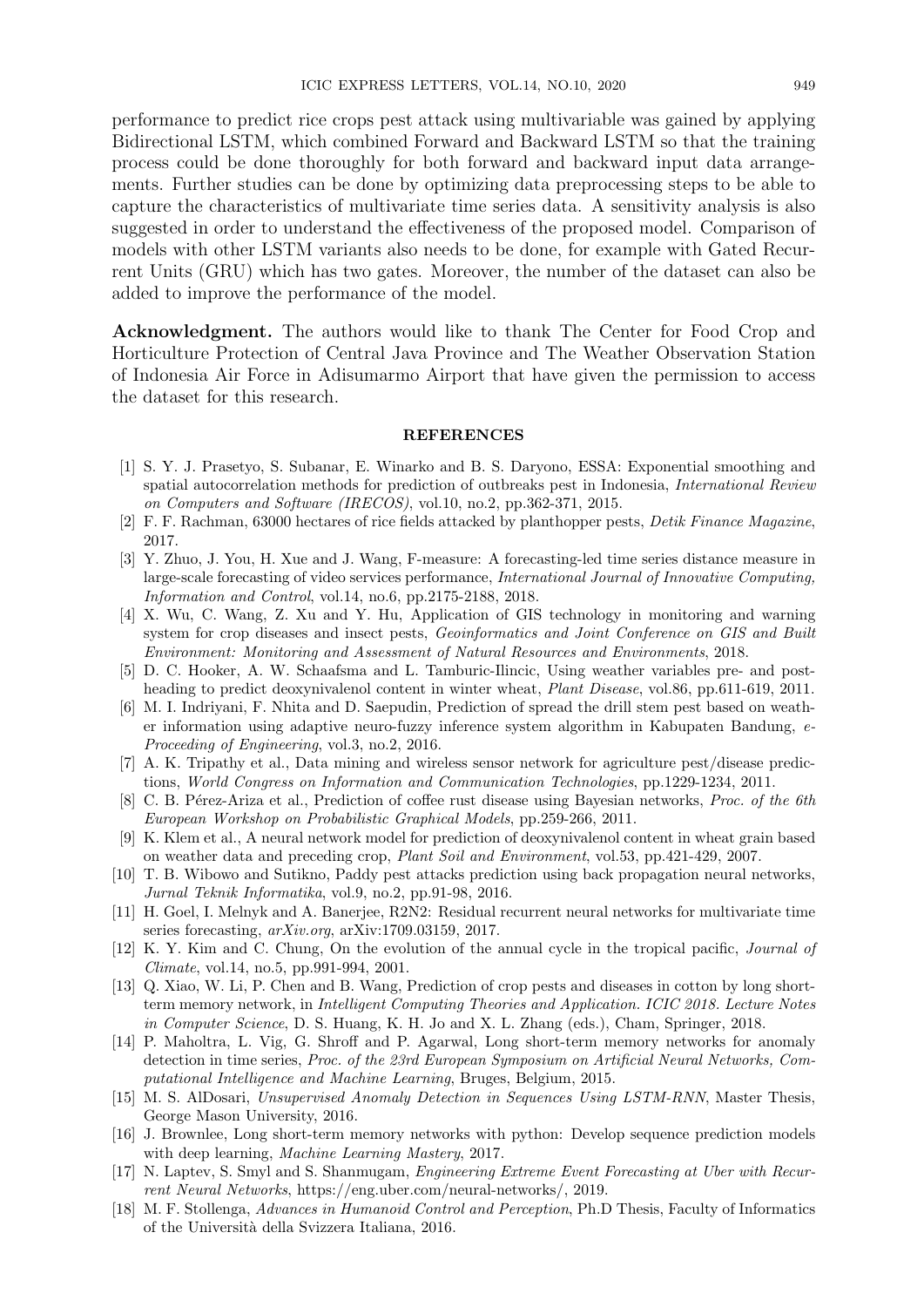performance to predict rice crops pest attack using multivariable was gained by applying Bidirectional LSTM, which combined Forward and Backward LSTM so that the training process could be done thoroughly for both forward and backward input data arrangements. Further studies can be done by optimizing data preprocessing steps to be able to capture the characteristics of multivariate time series data. A sensitivity analysis is also suggested in order to understand the effectiveness of the proposed model. Comparison of models with other LSTM variants also needs to be done, for example with Gated Recurrent Units (GRU) which has two gates. Moreover, the number of the dataset can also be added to improve the performance of the model.

**Acknowledgment.** The authors would like to thank The Center for Food Crop and Horticulture Protection of Central Java Province and The Weather Observation Station of Indonesia Air Force in Adisumarmo Airport that have given the permission to access the dataset for this research.

## REFERENCES

[1] S. Y. J. Prasetyo, S. Subanar, E. Winarko and B. S. Daryono, ESSA: Exponential smoothing and spatial autocorrelation methods for prediction of outbreaks pest in Indonesia, *International Review on Computers and Software (IRECOS)*, vol.10, no.2, pp.362-371, 2015.

[2] F. F. Rachman, 63000 hectares of rice fields attacked by planthopper pests, *Detik Finance Magazine*, 2017.

[3] Y. Zhuo, J. You, H. Xue and J. Wang, F-measure: A forecasting-led time series distance measure in large-scale forecasting of video services performance, *International Journal of Innovative Computing, Information and Control*, vol.14, no.6, pp.2175-2188, 2018.

[4] X. Wu, C. Wang, Z. Xu and Y. Hu, Application of GIS technology in monitoring and warning system for crop diseases and insect pests, *Geoinformatics and Joint Conference on GIS and Built Environment: Monitoring and Assessment of Natural Resources and Environments*, 2018.

[5] D. C. Hooker, A. W. Schaafsma and L. Tamburic-Ilincic, Using weather variables pre- and post-heading to predict deoxynivalenol content in winter wheat, *Plant Disease*, vol.86, pp.611-619, 2011.

[6] M. I. Indriyani, F. Nhita and D. Saepudin, Prediction of spread the drill stem pest based on weather information using adaptive neuro-fuzzy inference system algorithm in Kabupaten Bandung, *e-Proceeding of Engineering*, vol.3, no.2, 2016.

[7] A. K. Tripathy et al., Data mining and wireless sensor network for agriculture pest/disease predictions, *World Congress on Information and Communication Technologies*, pp.1229-1234, 2011.

[8] C. B. Pérez-Ariza et al., Prediction of coffee rust disease using Bayesian networks, *Proc. of the 6th European Workshop on Probabilistic Graphical Models*, pp.259-266, 2011.

[9] K. Klem et al., A neural network model for prediction of deoxynivalenol content in wheat grain based on weather data and preceding crop, *Plant Soil and Environment*, vol.53, pp.421-429, 2007.

[10] T. B. Wibowo and Sutikno, Paddy pest attacks prediction using back propagation neural networks, *Jurnal Teknik Informatika*, vol.9, no.2, pp.91-98, 2016.

[11] H. Goel, I. Melnyk and A. Banerjee, R2N2: Residual recurrent neural networks for multivariate time series forecasting, *arXiv.org*, arXiv:1709.03159, 2017.

[12] K. Y. Kim and C. Chung, On the evolution of the annual cycle in the tropical pacific, *Journal of Climate*, vol.14, no.5, pp.991-994, 2001.

[13] Q. Xiao, W. Li, P. Chen and B. Wang, Prediction of crop pests and diseases in cotton by long short-term memory network, in *Intelligent Computing Theories and Application. ICIC 2018. Lecture Notes in Computer Science*, D. S. Huang, K. H. Jo and X. L. Zhang (eds.), Cham, Springer, 2018.

[14] P. Maholtra, L. Vig, G. Shroff and P. Agarwal, Long short-term memory networks for anomaly detection in time series, *Proc. of the 23rd European Symposium on Artificial Neural Networks, Computational Intelligence and Machine Learning*, Bruges, Belgium, 2015.

[15] M. S. AlDosari, *Unsupervised Anomaly Detection in Sequences Using LSTM-RNN*, Master Thesis, George Mason University, 2016.

[16] J. Brownlee, Long short-term memory networks with python: Develop sequence prediction models with deep learning, *Machine Learning Mastery*, 2017.

[17] N. Laptev, S. Smyl and S. Shanmugam, *Engineering Extreme Event Forecasting at Uber with Recurrent Neural Networks*, https://eng.uber.com/neural-networks/, 2019.

[18] M. F. Stollenga, *Advances in Humanoid Control and Perception*, Ph.D Thesis, Faculty of Informatics of the Università della Svizzera Italiana, 2016.